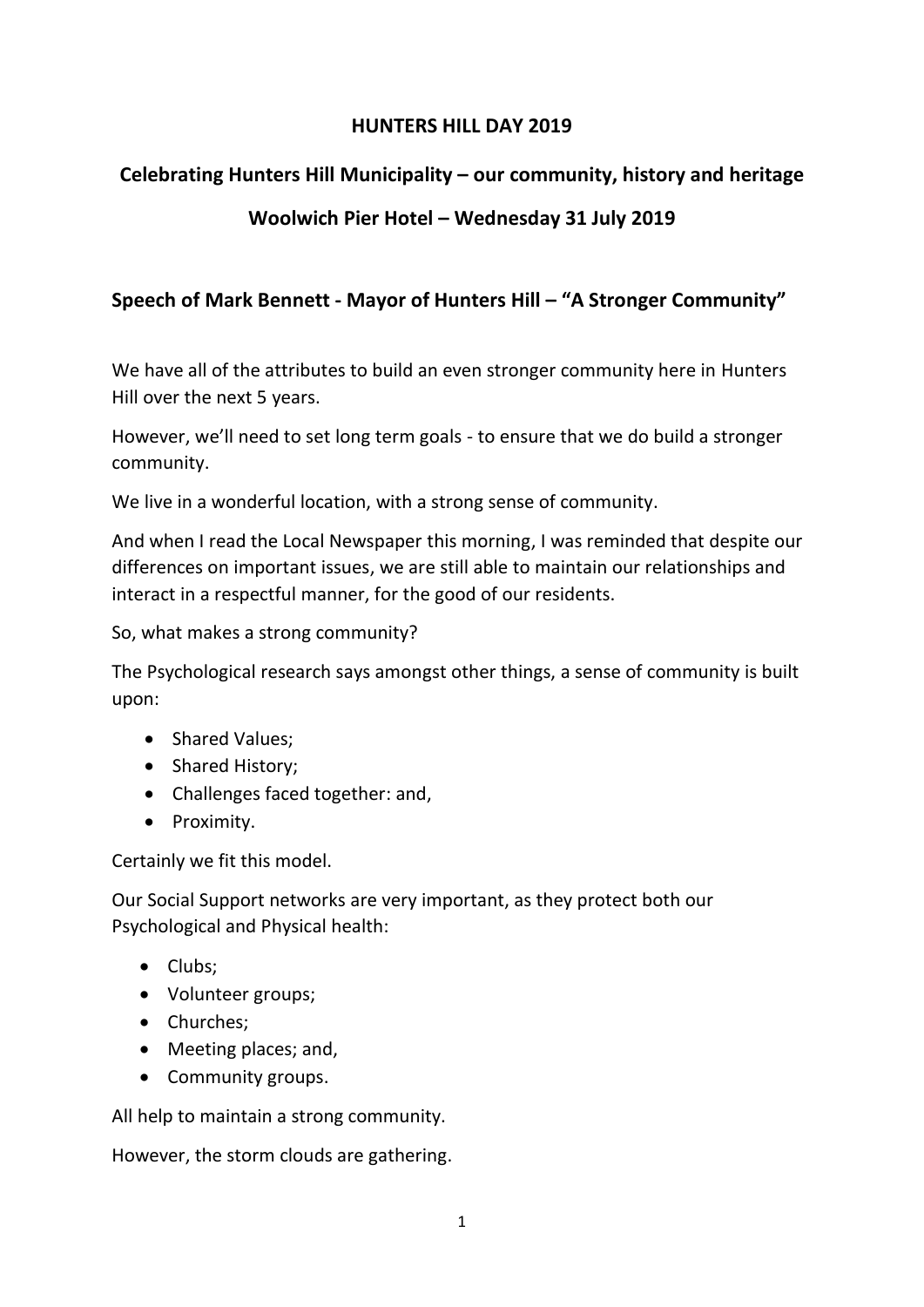# HUNTERS HILL DAY 2019

## Celebrating Hunters Hill Municipality – our community, history and heritage

## Woolwich Pier Hotel – Wednesday 31 July 2019

### Speech of Mark Bennett - Mayor of Hunters Hill – "A Stronger Community"

We have all of the attributes to build an even stronger community here in Hunters Hill over the next 5 years.

However, we'll need to set long term goals - to ensure that we do build a stronger community.

We live in a wonderful location, with a strong sense of community.

And when I read the Local Newspaper this morning, I was reminded that despite our differences on important issues, we are still able to maintain our relationships and interact in a respectful manner, for the good of our residents.

So, what makes a strong community?

The Psychological research says amongst other things, a sense of community is built upon:

- Shared Values;
- Shared History;
- Challenges faced together: and,
- Proximity.

Certainly we fit this model.

Our Social Support networks are very important, as they protect both our Psychological and Physical health:

- Clubs;
- Volunteer groups;
- Churches;
- Meeting places; and,
- Community groups.

All help to maintain a strong community.

However, the storm clouds are gathering.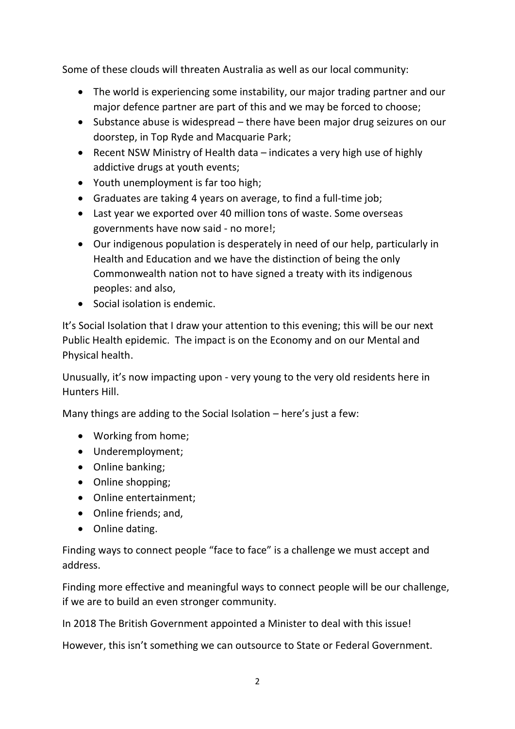Some of these clouds will threaten Australia as well as our local community:

- The world is experiencing some instability, our major trading partner and our major defence partner are part of this and we may be forced to choose;
- Substance abuse is widespread – there have been major drug seizures on our doorstep, in Top Ryde and Macquarie Park;
- Recent NSW Ministry of Health data – indicates a very high use of highly addictive drugs at youth events;
- Youth unemployment is far too high;
- Graduates are taking 4 years on average, to find a full-time job;
- Last year we exported over 40 million tons of waste. Some overseas governments have now said - no more!;
- Our indigenous population is desperately in need of our help, particularly in Health and Education and we have the distinction of being the only Commonwealth nation not to have signed a treaty with its indigenous peoples: and also,
- Social isolation is endemic.

It's Social Isolation that I draw your attention to this evening; this will be our next Public Health epidemic. The impact is on the Economy and on our Mental and Physical health.

Unusually, it's now impacting upon - very young to the very old residents here in Hunters Hill.

Many things are adding to the Social Isolation – here's just a few:

- Working from home;
- Underemployment;
- Online banking;
- Online shopping;
- Online entertainment;
- Online friends; and,
- Online dating.

Finding ways to connect people "face to face" is a challenge we must accept and address.

Finding more effective and meaningful ways to connect people will be our challenge, if we are to build an even stronger community.

In 2018 The British Government appointed a Minister to deal with this issue!

However, this isn't something we can outsource to State or Federal Government.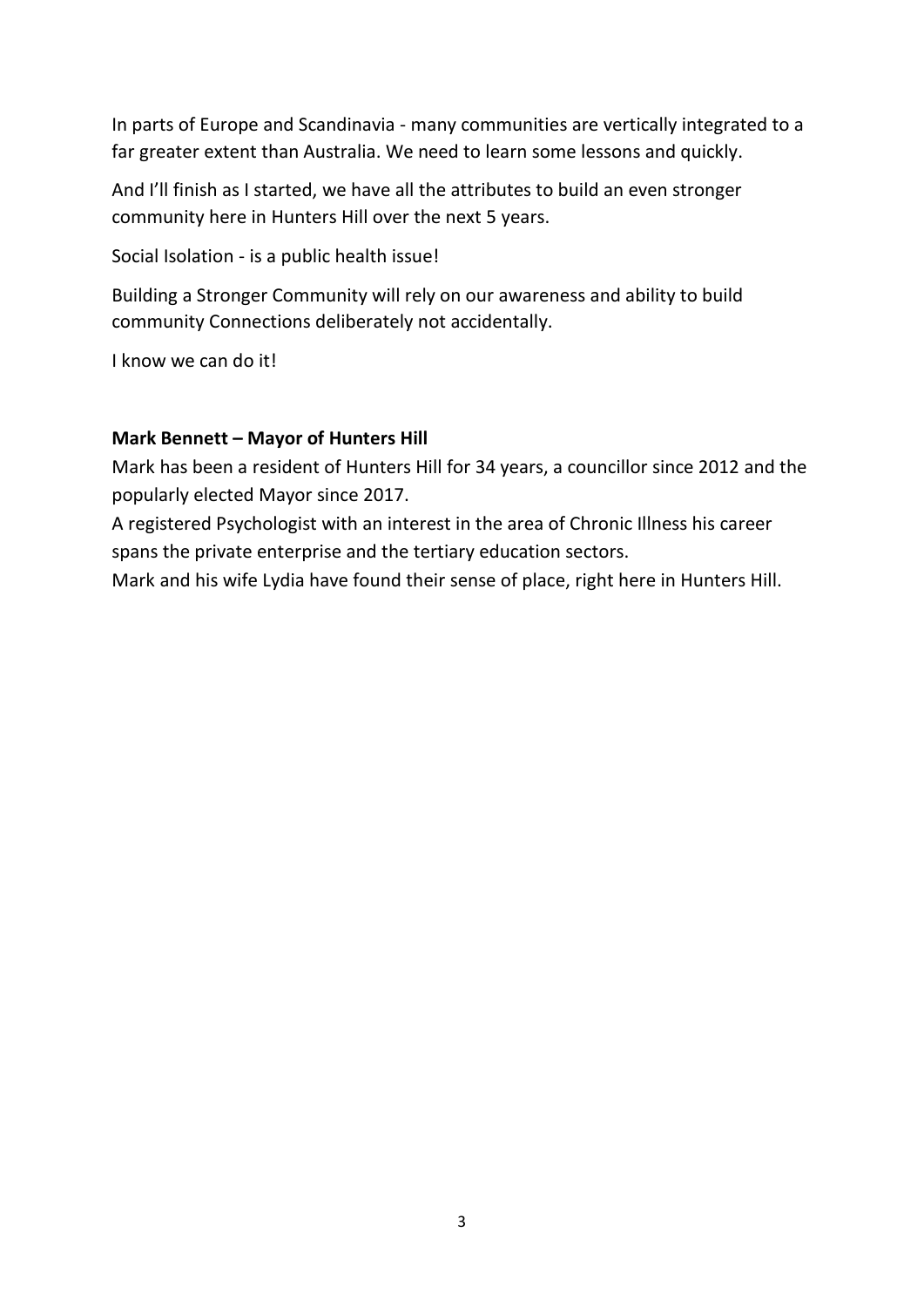In parts of Europe and Scandinavia - many communities are vertically integrated to a far greater extent than Australia. We need to learn some lessons and quickly.

And I'll finish as I started, we have all the attributes to build an even stronger community here in Hunters Hill over the next 5 years.

Social Isolation - is a public health issue!

Building a Stronger Community will rely on our awareness and ability to build community Connections deliberately not accidentally.

I know we can do it!

**Mark Bennett – Mayor of Hunters Hill**

Mark has been a resident of Hunters Hill for 34 years, a councillor since 2012 and the popularly elected Mayor since 2017.

A registered Psychologist with an interest in the area of Chronic Illness his career spans the private enterprise and the tertiary education sectors.

Mark and his wife Lydia have found their sense of place, right here in Hunters Hill.